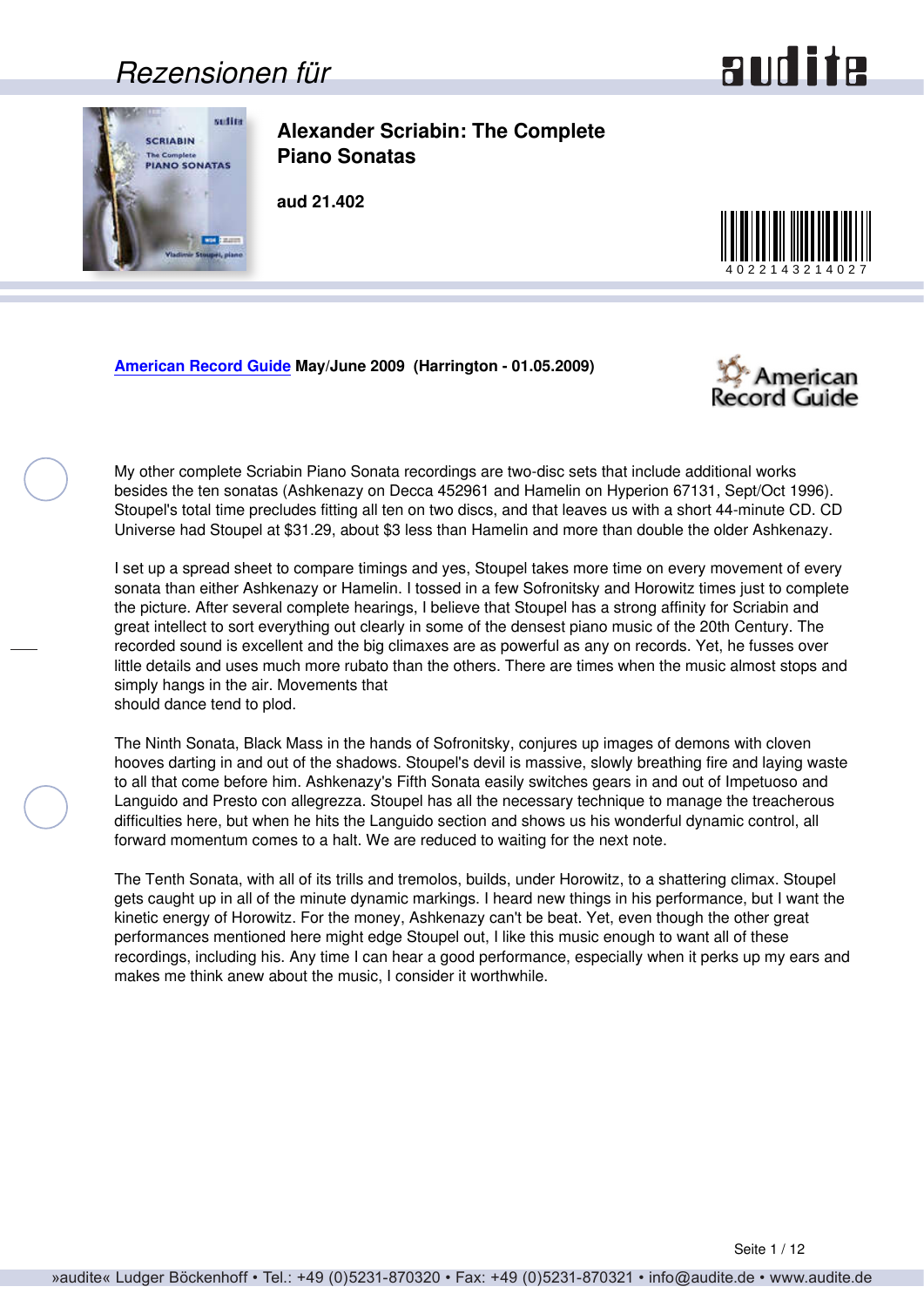# Alexander Scriabin: The Complete Piano Sonatas

**aud 21.402**

4022143214027

**American Record Guide May/June 2009 (Harrington - 01.05.2009)**

My other complete Scriabin Piano Sonata recordings are two-disc sets that include additional works besides the ten sonatas (Ashkenazy on Decca 452961 and Hamelin on Hyperion 67131, Sept/Oct 1996). Stoupel's total time precludes fitting all ten on two discs, and that leaves us with a short 44-minute CD. CD Universe had Stoupel at $31.29, about $3 less than Hamelin and more than double the older Ashkenazy.

I set up a spread sheet to compare timings and yes, Stoupel takes more time on every movement of every sonata than either Ashkenazy or Hamelin. I tossed in a few Sofronitsky and Horowitz times just to complete the picture. After several complete hearings, I believe that Stoupel has a strong affinity for Scriabin and great intellect to sort everything out clearly in some of the densest piano music of the 20th Century. The recorded sound is excellent and the big climaxes are as powerful as any on records. Yet, he fusses over little details and uses much more rubato than the others. There are times when the music almost stops and simply hangs in the air. Movements that should dance tend to plod.

The Ninth Sonata, Black Mass in the hands of Sofronitsky, conjures up images of demons with cloven hooves darting in and out of the shadows. Stoupel's devil is massive, slowly breathing fire and laying waste to all that come before him. Ashkenazy's Fifth Sonata easily switches gears in and out of Impetuoso and Languido and Presto con allegrezza. Stoupel has all the necessary technique to manage the treacherous difficulties here, but when he hits the Languido section and shows us his wonderful dynamic control, all forward momentum comes to a halt. We are reduced to waiting for the next note.

The Tenth Sonata, with all of its trills and tremolos, builds, under Horowitz, to a shattering climax. Stoupel gets caught up in all of the minute dynamic markings. I heard new things in his performance, but I want the kinetic energy of Horowitz. For the money, Ashkenazy can't be beat. Yet, even though the other great performances mentioned here might edge Stoupel out, I like this music enough to want all of these recordings, including his. Any time I can hear a good performance, especially when it perks up my ears and makes me think anew about the music, I consider it worthwhile.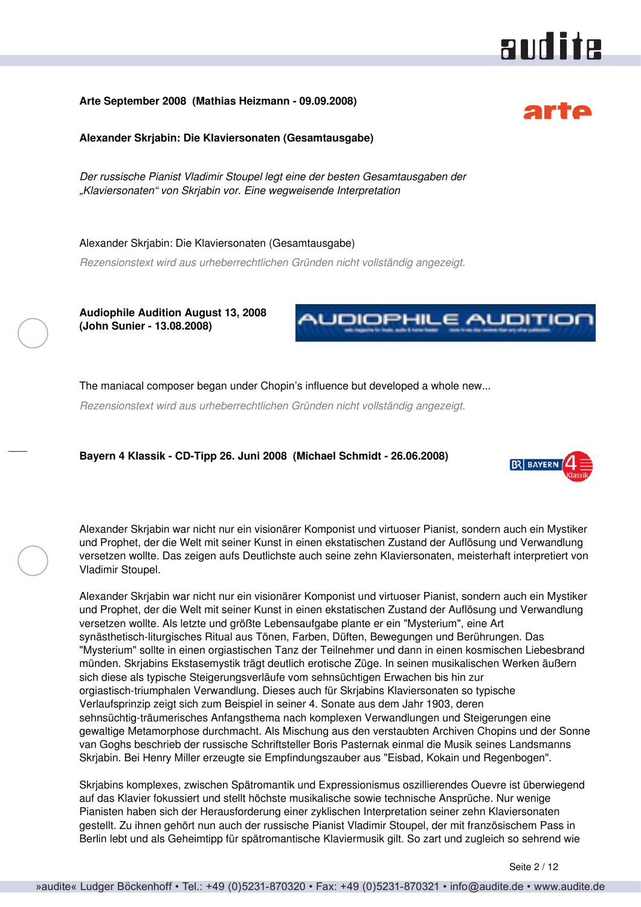**Arte September 2008 (Mathias Heizmann - 09.09.2008)**

**Alexander Skrjabin: Die Klaviersonaten (Gesamtausgabe)**

*Der russische Pianist Vladimir Stoupel legt eine der besten Gesamtausgaben der „Klaviersonaten“ von Skrjabin vor. Eine wegweisende Interpretation*

Alexander Skrjabin: Die Klaviersonaten (Gesamtausgabe)

*Rezensionstext wird aus urheberrechtlichen Gründen nicht vollständig angezeigt.*

**Audiophile Audition August 13, 2008 (John Sunier - 13.08.2008)**

The maniacal composer began under Chopin's influence but developed a whole new...

*Rezensionstext wird aus urheberrechtlichen Gründen nicht vollständig angezeigt.*

**Bayern 4 Klassik - CD-Tipp 26. Juni 2008 (Michael Schmidt - 26.06.2008)**

Alexander Skrjabin war nicht nur ein visionärer Komponist und virtuoser Pianist, sondern auch ein Mystiker und Prophet, der die Welt mit seiner Kunst in einen ekstatischen Zustand der Auflösung und Verwandlung versetzen wollte. Das zeigen aufs Deutlichste auch seine zehn Klaviersonaten, meisterhaft interpretiert von Vladimir Stoupel.

Alexander Skrjabin war nicht nur ein visionärer Komponist und virtuoser Pianist, sondern auch ein Mystiker und Prophet, der die Welt mit seiner Kunst in einen ekstatischen Zustand der Auflösung und Verwandlung versetzen wollte. Als letzte und größte Lebensaufgabe plante er ein "Mysterium", eine Art synästhetisch-liturgisches Ritual aus Tönen, Farben, Düften, Bewegungen und Berührungen. Das "Mysterium" sollte in einen orgiastischen Tanz der Teilnehmer und dann in einen kosmischen Liebesbrand münden. Skrjabins Ekstasemystik trägt deutlich erotische Züge. In seinen musikalischen Werken äußern sich diese als typische Steigerungsverläufe vom sehnsüchtigen Erwachen bis hin zur orgiastisch-triumphalen Verwandlung. Dieses auch für Skrjabins Klaviersonaten so typische Verlaufsprinzip zeigt sich zum Beispiel in seiner 4. Sonate aus dem Jahr 1903, deren sehnsüchtig-träumerisches Anfangsthema nach komplexen Verwandlungen und Steigerungen eine gewaltige Metamorphose durchmacht. Als Mischung aus den verstaubten Archiven Chopins und der Sonne van Goghs beschrieb der russische Schriftsteller Boris Pasternak einmal die Musik seines Landsmanns Skrjabin. Bei Henry Miller erzeugte sie Empfindungszauber aus "Eisbad, Kokain und Regenbogen".

Skrjabins komplexes, zwischen Spätromantik und Expressionismus oszillierendes Ouevre ist überwiegend auf das Klavier fokussiert und stellt höchste musikalische sowie technische Ansprüche. Nur wenige Pianisten haben sich der Herausforderung einer zyklischen Interpretation seiner zehn Klaviersonaten gestellt. Zu ihnen gehört nun auch der russische Pianist Vladimir Stoupel, der mit französischem Pass in Berlin lebt und als Geheimtipp für spätromantische Klaviermusik gilt. So zart und zugleich so sehrend wie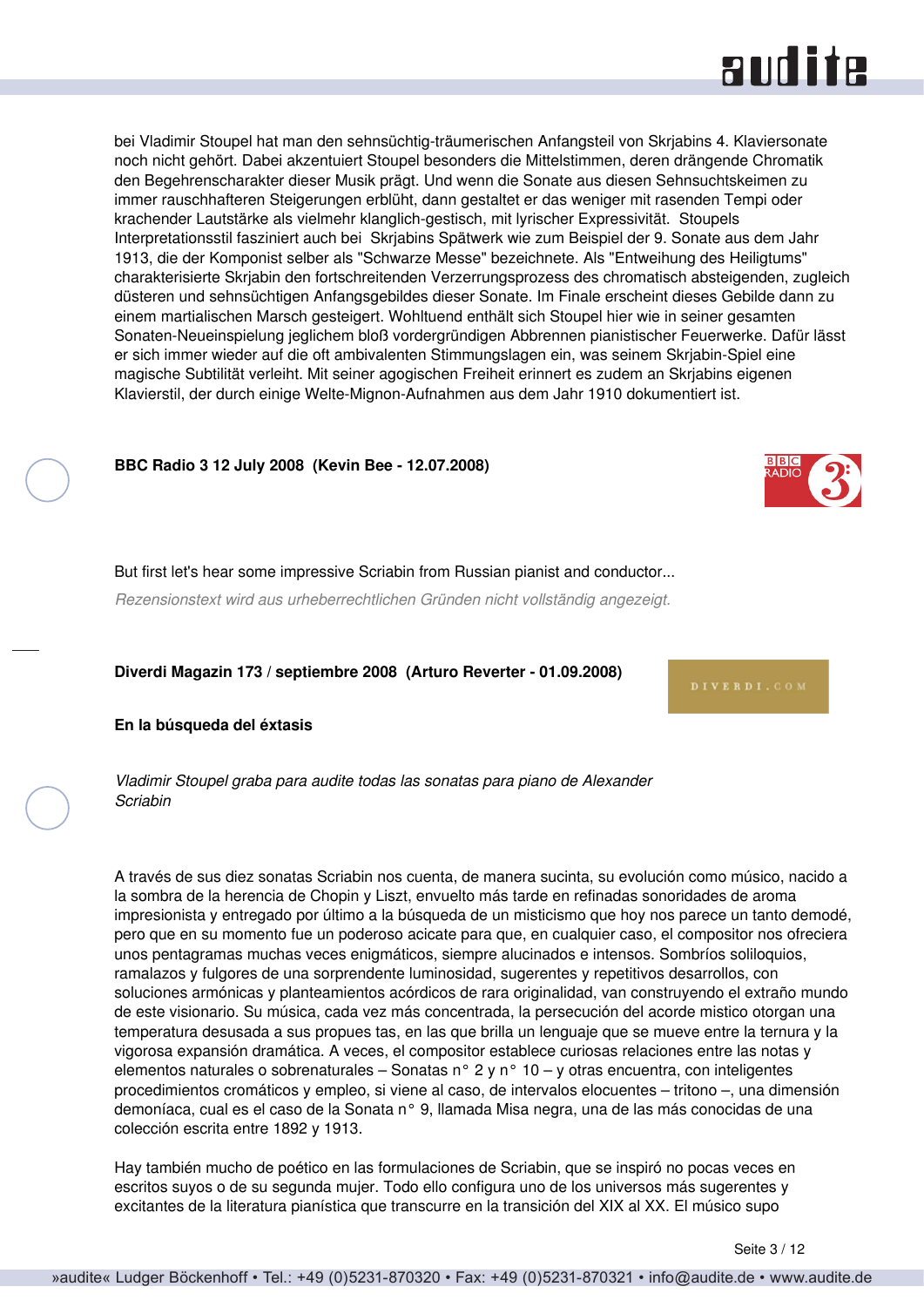bei Vladimir Stoupel hat man den sehnsüchtig-träumerischen Anfangsteil von Skrjabins 4. Klaviersonate noch nicht gehört. Dabei akzentuiert Stoupel besonders die Mittelstimmen, deren drängende Chromatik den Begehrenscharakter dieser Musik prägt. Und wenn die Sonate aus diesen Sehnsuchtskeimen zu immer rauschhafteren Steigerungen erblüht, dann gestaltet er das weniger mit rasenden Tempi oder krachender Lautstärke als vielmehr klanglich-gestisch, mit lyrischer Expressivität. Stoupels Interpretationsstil fasziniert auch bei Skrjabins Spätwerk wie zum Beispiel der 9. Sonate aus dem Jahr 1913, die der Komponist selber als "Schwarze Messe" bezeichnete. Als "Entweihung des Heiligtums" charakterisierte Skrjabin den fortschreitenden Verzerrungsprozess des chromatisch absteigenden, zugleich düsteren und sehnsüchtigen Anfangsgebildes dieser Sonate. Im Finale erscheint dieses Gebilde dann zu einem martialischen Marsch gesteigert. Wohltuend enthält sich Stoupel hier wie in seiner gesamten Sonaten-Neueinspielung jeglichem bloß vordergründigen Abbrennen pianistischer Feuerwerke. Dafür lässt er sich immer wieder auf die oft ambivalenten Stimmungslagen ein, was seinem Skrjabin-Spiel eine magische Subtilität verleiht. Mit seiner agogischen Freiheit erinnert es zudem an Skrjabins eigenen Klavierstil, der durch einige Welte-Mignon-Aufnahmen aus dem Jahr 1910 dokumentiert ist.

**BBC Radio 3 12 July 2008 (Kevin Bee - 12.07.2008)**

But first let's hear some impressive Scriabin from Russian pianist and conductor...

*Rezensionstext wird aus urheberrechtlichen Gründen nicht vollständig angezeigt.*

**Diverdi Magazin 173 / septiembre 2008 (Arturo Reverter - 01.09.2008)**

**En la búsqueda del éxtasis**

*Vladimir Stoupel graba para audite todas las sonatas para piano de Alexander Scriabin*

A través de sus diez sonatas Scriabin nos cuenta, de manera sucinta, su evolución como músico, nacido a la sombra de la herencia de Chopin y Liszt, envuelto más tarde en refinadas sonoridades de aroma impresionista y entregado por último a la búsqueda de un misticismo que hoy nos parece un tanto demodé, pero que en su momento fue un poderoso acicate para que, en cualquier caso, el compositor nos ofreciera unos pentagramas muchas veces enigmáticos, siempre alucinados e intensos. Sombríos soliloquios, ramalazos y fulgores de una sorprendente luminosidad, sugerentes y repetitivos desarrollos, con soluciones armónicas y planteamientos acórdicos de rara originalidad, van construyendo el extraño mundo de este visionario. Su música, cada vez más concentrada, la persecución del acorde mistico otorgan una temperatura desusada a sus propues tas, en las que brilla un lenguaje que se mueve entre la ternura y la vigorosa expansión dramática. A veces, el compositor establece curiosas relaciones entre las notas y elementos naturales o sobrenaturales – Sonatas n° 2 y n° 10 – y otras encuentra, con inteligentes procedimientos cromáticos y empleo, si viene al caso, de intervalos elocuentes – tritono –, una dimensión demoníaca, cual es el caso de la Sonata n° 9, llamada Misa negra, una de las más conocidas de una colección escrita entre 1892 y 1913.

Hay también mucho de poético en las formulaciones de Scriabin, que se inspiró no pocas veces en escritos suyos o de su segunda mujer. Todo ello configura uno de los universos más sugerentes y excitantes de la literatura pianística que transcurre en la transición del XIX al XX. El músico supo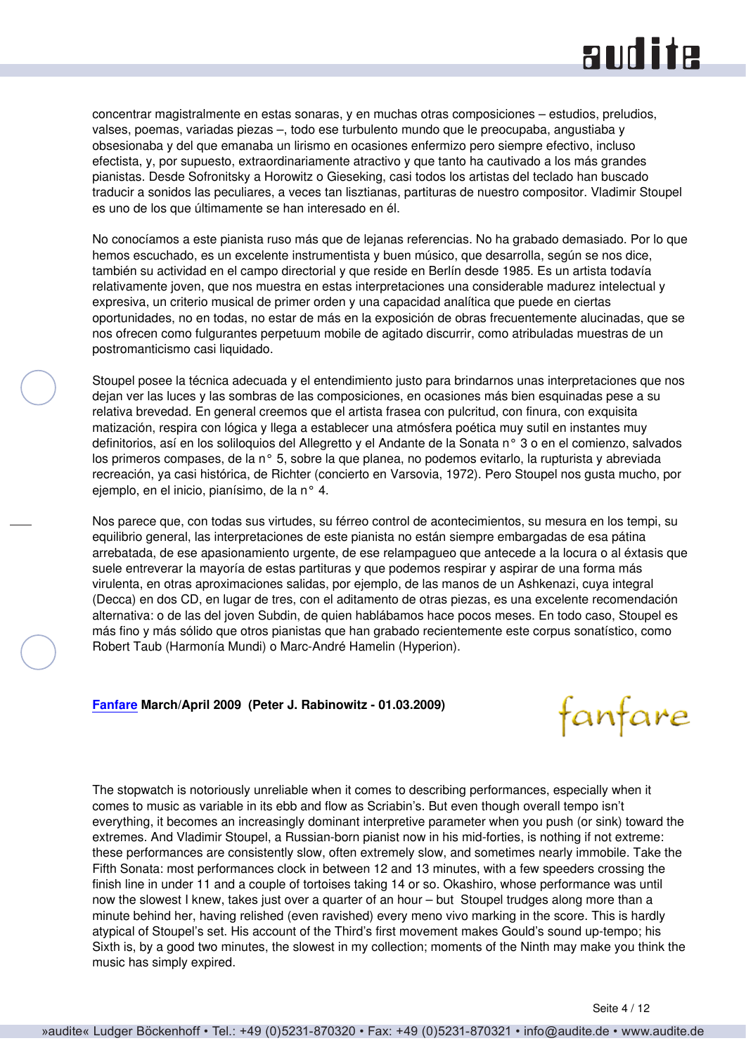concentrar magistralmente en estas sonaras, y en muchas otras composiciones – estudios, preludios, valses, poemas, variadas piezas –, todo ese turbulento mundo que le preocupaba, angustiaba y obsesionaba y del que emanaba un lirismo en ocasiones enfermizo pero siempre efectivo, incluso efectista, y, por supuesto, extraordinariamente atractivo y que tanto ha cautivado a los más grandes pianistas. Desde Sofronitsky a Horowitz o Gieseking, casi todos los artistas del teclado han buscado traducir a sonidos las peculiares, a veces tan lisztianas, partituras de nuestro compositor. Vladimir Stoupel es uno de los que últimamente se han interesado en él.

No conocíamos a este pianista ruso más que de lejanas referencias. No ha grabado demasiado. Por lo que hemos escuchado, es un excelente instrumentista y buen músico, que desarrolla, según se nos dice, también su actividad en el campo directorial y que reside en Berlín desde 1985. Es un artista todavía relativamente joven, que nos muestra en estas interpretaciones una considerable madurez intelectual y expresiva, un criterio musical de primer orden y una capacidad analítica que puede en ciertas oportunidades, no en todas, no estar de más en la exposición de obras frecuentemente alucinadas, que se nos ofrecen como fulgurantes perpetuum mobile de agitado discurrir, como atribuladas muestras de un postromanticismo casi liquidado.

Stoupel posee la técnica adecuada y el entendimiento justo para brindarnos unas interpretaciones que nos dejan ver las luces y las sombras de las composiciones, en ocasiones más bien esquinadas pese a su relativa brevedad. En general creemos que el artista frasea con pulcritud, con finura, con exquisita matización, respira con lógica y llega a establecer una atmósfera poética muy sutil en instantes muy definitorios, así en los soliloquios del Allegretto y el Andante de la Sonata n° 3 o en el comienzo, salvados los primeros compases, de la n° 5, sobre la que planea, no podemos evitarlo, la rupturista y abreviada recreación, ya casi histórica, de Richter (concierto en Varsovia, 1972). Pero Stoupel nos gusta mucho, por ejemplo, en el inicio, pianísimo, de la n° 4.

Nos parece que, con todas sus virtudes, su férreo control de acontecimientos, su mesura en los tempi, su equilibrio general, las interpretaciones de este pianista no están siempre embargadas de esa pátina arrebatada, de ese apasionamiento urgente, de ese relampagueo que antecede a la locura o al éxtasis que suele entreverar la mayoría de estas partituras y que podemos respirar y aspirar de una forma más virulenta, en otras aproximaciones salidas, por ejemplo, de las manos de un Ashkenazi, cuya integral (Decca) en dos CD, en lugar de tres, con el aditamento de otras piezas, es una excelente recomendación alternativa: o de las del joven Subdin, de quien hablábamos hace pocos meses. En todo caso, Stoupel es más fino y más sólido que otros pianistas que han grabado recientemente este corpus sonatístico, como Robert Taub (Harmonía Mundi) o Marc-André Hamelin (Hyperion).

**Fanfare March/April 2009 (Peter J. Rabinowitz - 01.03.2009)**

The stopwatch is notoriously unreliable when it comes to describing performances, especially when it comes to music as variable in its ebb and flow as Scriabin's. But even though overall tempo isn't everything, it becomes an increasingly dominant interpretive parameter when you push (or sink) toward the extremes. And Vladimir Stoupel, a Russian-born pianist now in his mid-forties, is nothing if not extreme: these performances are consistently slow, often extremely slow, and sometimes nearly immobile. Take the Fifth Sonata: most performances clock in between 12 and 13 minutes, with a few speeders crossing the finish line in under 11 and a couple of tortoises taking 14 or so. Okashiro, whose performance was until now the slowest I knew, takes just over a quarter of an hour – but Stoupel trudges along more than a minute behind her, having relished (even ravished) every meno vivo marking in the score. This is hardly atypical of Stoupel's set. His account of the Third's first movement makes Gould's sound up-tempo; his Sixth is, by a good two minutes, the slowest in my collection; moments of the Ninth may make you think the music has simply expired.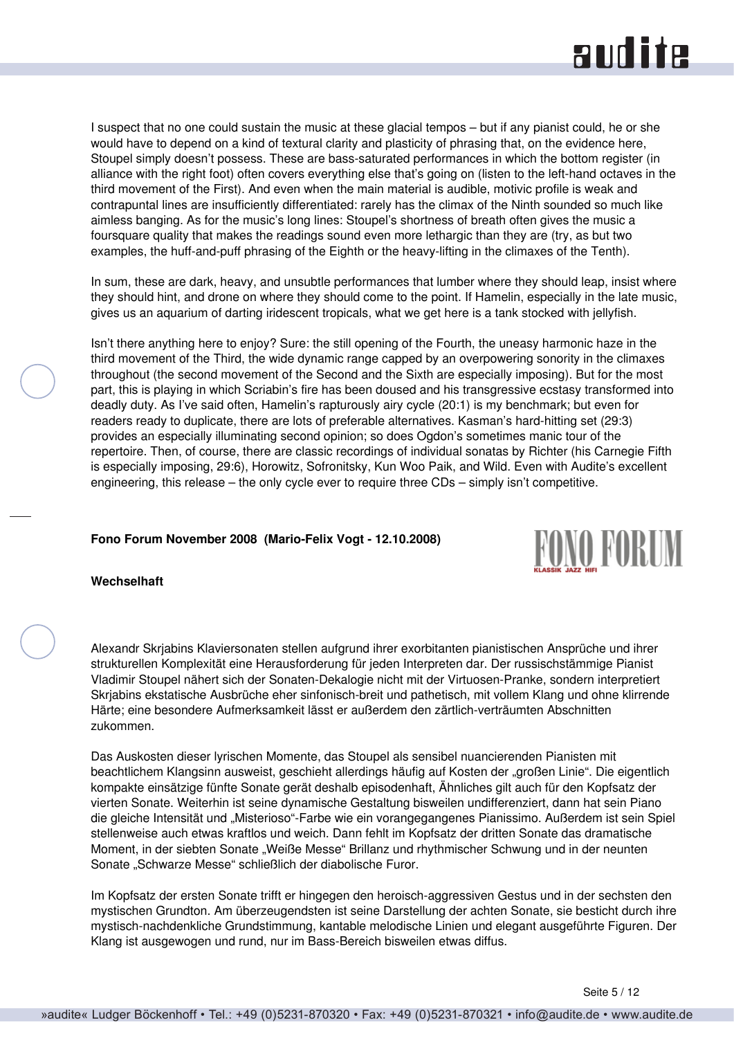I suspect that no one could sustain the music at these glacial tempos – but if any pianist could, he or she would have to depend on a kind of textural clarity and plasticity of phrasing that, on the evidence here, Stoupel simply doesn't possess. These are bass-saturated performances in which the bottom register (in alliance with the right foot) often covers everything else that's going on (listen to the left-hand octaves in the third movement of the First). And even when the main material is audible, motivic profile is weak and contrapuntal lines are insufficiently differentiated: rarely has the climax of the Ninth sounded so much like aimless banging. As for the music's long lines: Stoupel's shortness of breath often gives the music a foursquare quality that makes the readings sound even more lethargic than they are (try, as but two examples, the huff-and-puff phrasing of the Eighth or the heavy-lifting in the climaxes of the Tenth).

In sum, these are dark, heavy, and unsubtle performances that lumber where they should leap, insist where they should hint, and drone on where they should come to the point. If Hamelin, especially in the late music, gives us an aquarium of darting iridescent tropicals, what we get here is a tank stocked with jellyfish.

Isn't there anything here to enjoy? Sure: the still opening of the Fourth, the uneasy harmonic haze in the third movement of the Third, the wide dynamic range capped by an overpowering sonority in the climaxes throughout (the second movement of the Second and the Sixth are especially imposing). But for the most part, this is playing in which Scriabin's fire has been doused and his transgressive ecstasy transformed into deadly duty. As I've said often, Hamelin's rapturously airy cycle (20:1) is my benchmark; but even for readers ready to duplicate, there are lots of preferable alternatives. Kasman's hard-hitting set (29:3) provides an especially illuminating second opinion; so does Ogdon's sometimes manic tour of the repertoire. Then, of course, there are classic recordings of individual sonatas by Richter (his Carnegie Fifth is especially imposing, 29:6), Horowitz, Sofronitsky, Kun Woo Paik, and Wild. Even with Audite's excellent engineering, this release – the only cycle ever to require three CDs – simply isn't competitive.

**Fono Forum November 2008 (Mario-Felix Vogt - 12.10.2008)**

**Wechselhaft**

Alexandr Skrjabins Klaviersonaten stellen aufgrund ihrer exorbitanten pianistischen Ansprüche und ihrer strukturellen Komplexität eine Herausforderung für jeden Interpreten dar. Der russischstämmige Pianist Vladimir Stoupel nähert sich der Sonaten-Dekalogie nicht mit der Virtuosen-Pranke, sondern interpretiert Skrjabins ekstatische Ausbrüche eher sinfonisch-breit und pathetisch, mit vollem Klang und ohne klirrende Härte; eine besondere Aufmerksamkeit lässt er außerdem den zärtlich-verträumten Abschnitten zukommen.

Das Auskosten dieser lyrischen Momente, das Stoupel als sensibel nuancierenden Pianisten mit beachtlichem Klangsinn ausweist, geschieht allerdings häufig auf Kosten der „großen Linie". Die eigentlich kompakte einsätzige fünfte Sonate gerät deshalb episodenhaft, Ähnliches gilt auch für den Kopfsatz der vierten Sonate. Weiterhin ist seine dynamische Gestaltung bisweilen undifferenziert, dann hat sein Piano die gleiche Intensität und „Misterioso"-Farbe wie ein vorangegangenes Pianissimo. Außerdem ist sein Spiel stellenweise auch etwas kraftlos und weich. Dann fehlt im Kopfsatz der dritten Sonate das dramatische Moment, in der siebten Sonate „Weiße Messe" Brillanz und rhythmischer Schwung und in der neunten Sonate „Schwarze Messe" schließlich der diabolische Furor.

Im Kopfsatz der ersten Sonate trifft er hingegen den heroisch-aggressiven Gestus und in der sechsten den mystischen Grundton. Am überzeugendsten ist seine Darstellung der achten Sonate, sie besticht durch ihre mystisch-nachdenkliche Grundstimmung, kantable melodische Linien und elegant ausgeführte Figuren. Der Klang ist ausgewogen und rund, nur im Bass-Bereich bisweilen etwas diffus.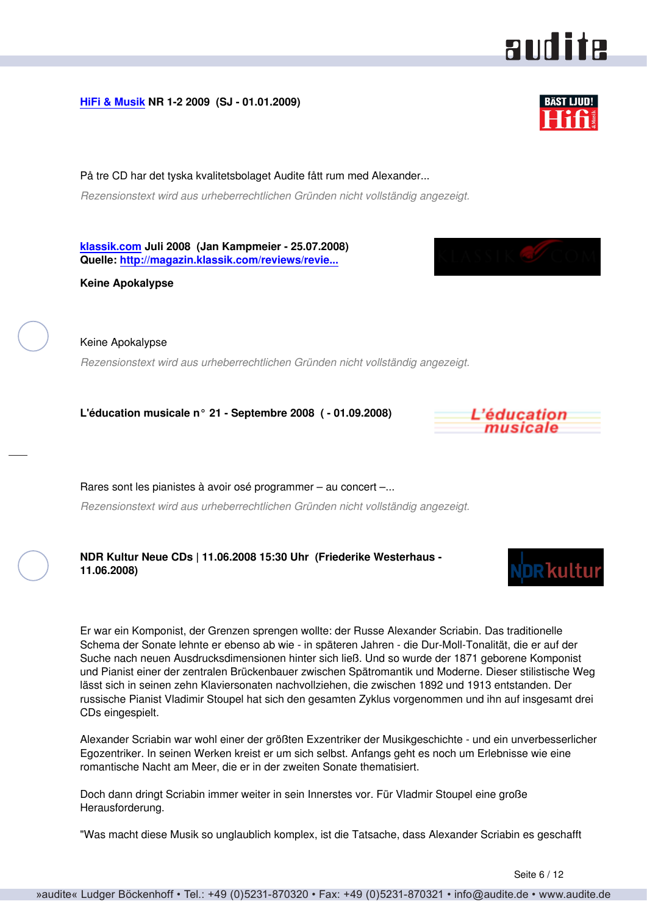**HiFi & Musik NR 1-2 2009 (SJ - 01.01.2009)**

På tre CD har det tyska kvalitetsbolaget Audite fått rum med Alexander...

*Rezensionstext wird aus urheberrechtlichen Gründen nicht vollständig angezeigt.*

**klassik.com Juli 2008 (Jan Kampmeier - 25.07.2008)**
**Quelle: http://magazin.klassik.com/reviews/revie...**

**Keine Apokalypse**

Keine Apokalypse

*Rezensionstext wird aus urheberrechtlichen Gründen nicht vollständig angezeigt.*

**L'éducation musicale n° 21 - Septembre 2008 ( - 01.09.2008)**

Rares sont les pianistes à avoir osé programmer – au concert –...

*Rezensionstext wird aus urheberrechtlichen Gründen nicht vollständig angezeigt.*

**NDR Kultur Neue CDs | 11.06.2008 15:30 Uhr (Friederike Westerhaus - 11.06.2008)**

Er war ein Komponist, der Grenzen sprengen wollte: der Russe Alexander Scriabin. Das traditionelle Schema der Sonate lehnte er ebenso ab wie - in späteren Jahren - die Dur-Moll-Tonalität, die er auf der Suche nach neuen Ausdrucksdimensionen hinter sich ließ. Und so wurde der 1871 geborene Komponist und Pianist einer der zentralen Brückenbauer zwischen Spätromantik und Moderne. Dieser stilistische Weg lässt sich in seinen zehn Klaviersonaten nachvollziehen, die zwischen 1892 und 1913 entstanden. Der russische Pianist Vladimir Stoupel hat sich den gesamten Zyklus vorgenommen und ihn auf insgesamt drei CDs eingespielt.

Alexander Scriabin war wohl einer der größten Exzentriker der Musikgeschichte - und ein unverbesserlicher Egozentriker. In seinen Werken kreist er um sich selbst. Anfangs geht es noch um Erlebnisse wie eine romantische Nacht am Meer, die er in der zweiten Sonate thematisiert.

Doch dann dringt Scriabin immer weiter in sein Innerstes vor. Für Vladmir Stoupel eine große Herausforderung.

"Was macht diese Musik so unglaublich komplex, ist die Tatsache, dass Alexander Scriabin es geschafft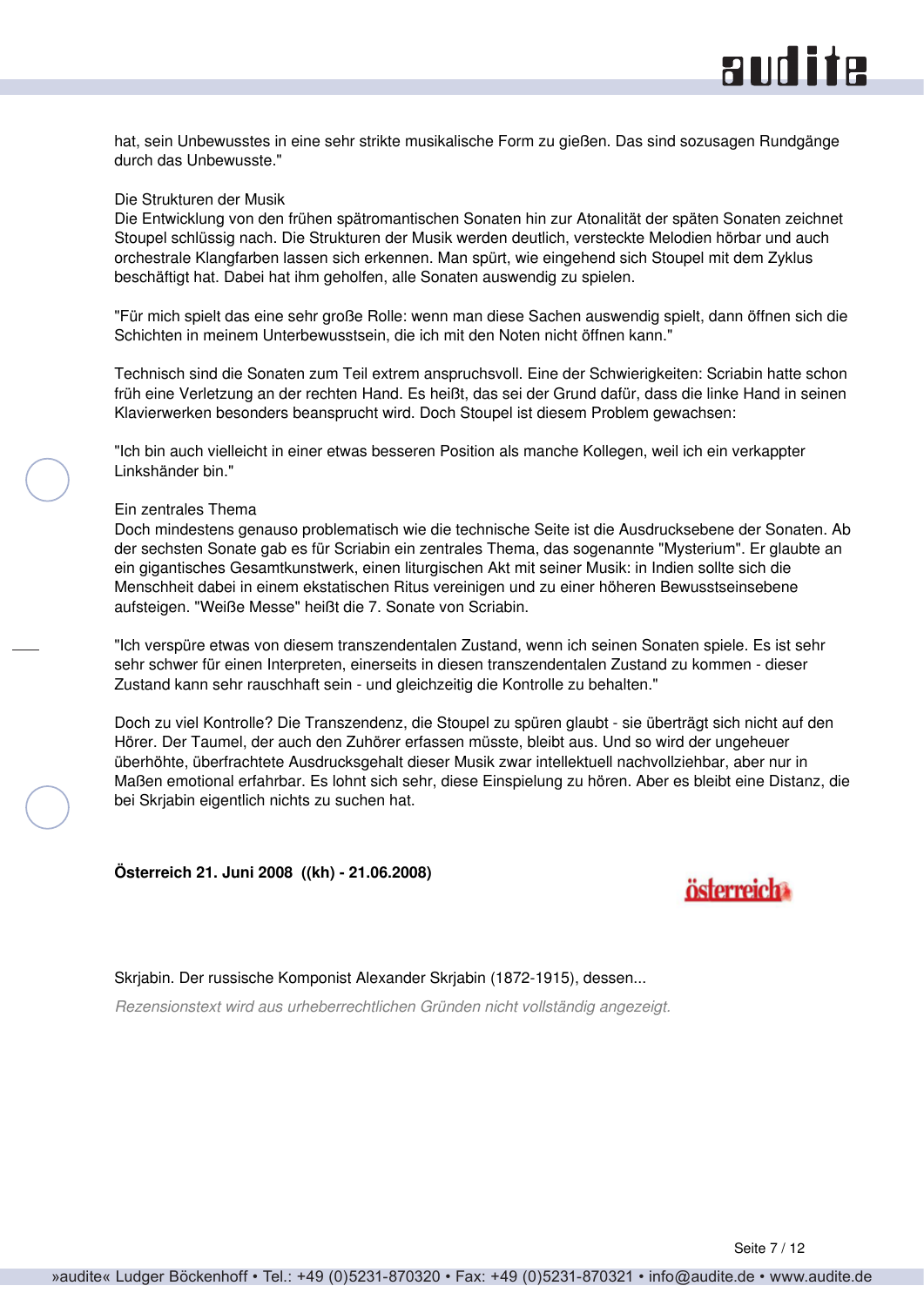hat, sein Unbewusstes in eine sehr strikte musikalische Form zu gießen. Das sind sozusagen Rundgänge durch das Unbewusste."

Die Strukturen der Musik
Die Entwicklung von den frühen spätromantischen Sonaten hin zur Atonalität der späten Sonaten zeichnet Stoupel schlüssig nach. Die Strukturen der Musik werden deutlich, versteckte Melodien hörbar und auch orchestrale Klangfarben lassen sich erkennen. Man spürt, wie eingehend sich Stoupel mit dem Zyklus beschäftigt hat. Dabei hat ihm geholfen, alle Sonaten auswendig zu spielen.

"Für mich spielt das eine sehr große Rolle: wenn man diese Sachen auswendig spielt, dann öffnen sich die Schichten in meinem Unterbewusstsein, die ich mit den Noten nicht öffnen kann."

Technisch sind die Sonaten zum Teil extrem anspruchsvoll. Eine der Schwierigkeiten: Scriabin hatte schon früh eine Verletzung an der rechten Hand. Es heißt, das sei der Grund dafür, dass die linke Hand in seinen Klavierwerken besonders beansprucht wird. Doch Stoupel ist diesem Problem gewachsen:

"Ich bin auch vielleicht in einer etwas besseren Position als manche Kollegen, weil ich ein verkappter Linkshänder bin."

Ein zentrales Thema
Doch mindestens genauso problematisch wie die technische Seite ist die Ausdrucksebene der Sonaten. Ab der sechsten Sonate gab es für Scriabin ein zentrales Thema, das sogenannte "Mysterium". Er glaubte an ein gigantisches Gesamtkunstwerk, einen liturgischen Akt mit seiner Musik: in Indien sollte sich die Menschheit dabei in einem ekstatischen Ritus vereinigen und zu einer höheren Bewusstseinsebene aufsteigen. "Weiße Messe" heißt die 7. Sonate von Scriabin.

"Ich verspüre etwas von diesem transzendentalen Zustand, wenn ich seinen Sonaten spiele. Es ist sehr sehr schwer für einen Interpreten, einerseits in diesen transzendentalen Zustand zu kommen - dieser Zustand kann sehr rauschhaft sein - und gleichzeitig die Kontrolle zu behalten."

Doch zu viel Kontrolle? Die Transzendenz, die Stoupel zu spüren glaubt - sie überträgt sich nicht auf den Hörer. Der Taumel, der auch den Zuhörer erfassen müsste, bleibt aus. Und so wird der ungeheuer überhöhte, überfrachtete Ausdrucksgehalt dieser Musik zwar intellektuell nachvollziehbar, aber nur in Maßen emotional erfahrbar. Es lohnt sich sehr, diese Einspielung zu hören. Aber es bleibt eine Distanz, die bei Skrjabin eigentlich nichts zu suchen hat.

**Österreich 21. Juni 2008 ((kh) - 21.06.2008)**

österreich

Skrjabin. Der russische Komponist Alexander Skrjabin (1872-1915), dessen...

*Rezensionstext wird aus urheberrechtlichen Gründen nicht vollständig angezeigt.*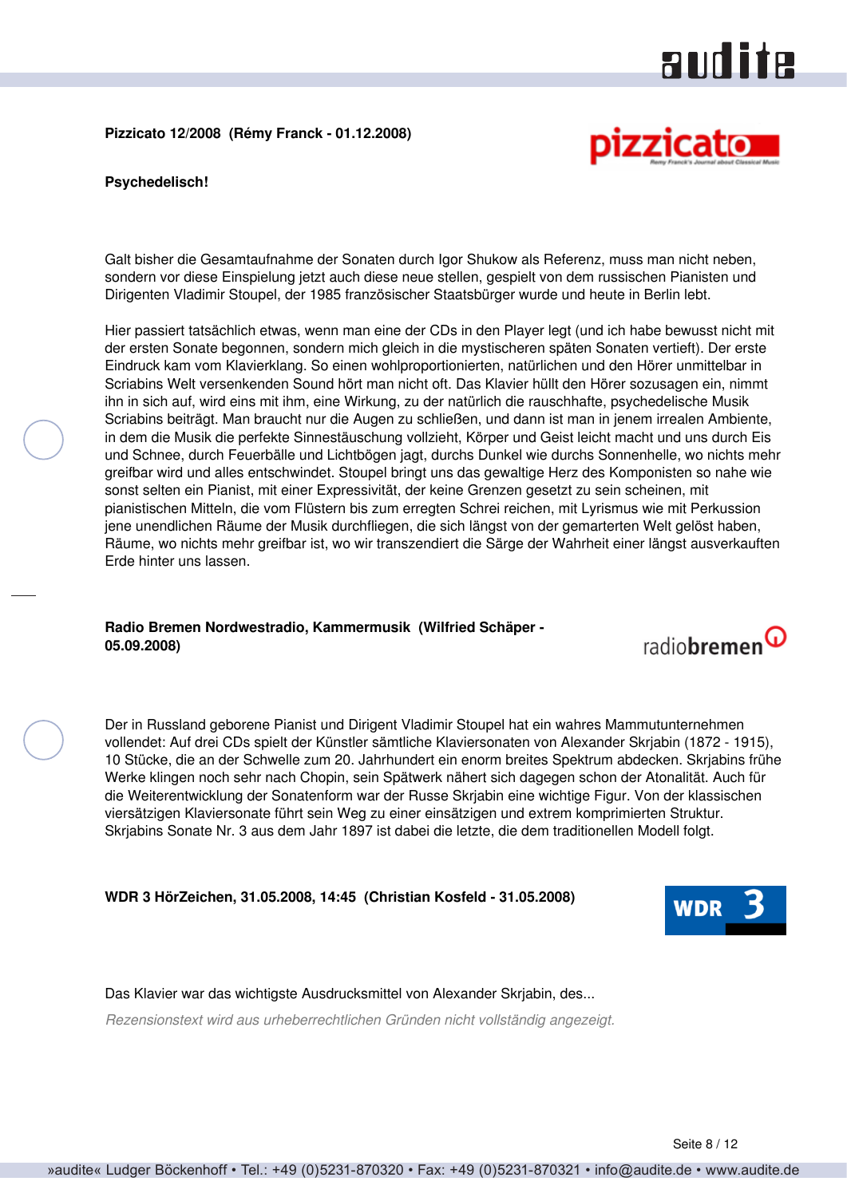**Pizzicato 12/2008 (Rémy Franck - 01.12.2008)**

**Psychedelisch!**

Galt bisher die Gesamtaufnahme der Sonaten durch Igor Shukow als Referenz, muss man nicht neben, sondern vor diese Einspielung jetzt auch diese neue stellen, gespielt von dem russischen Pianisten und Dirigenten Vladimir Stoupel, der 1985 französischer Staatsbürger wurde und heute in Berlin lebt.

Hier passiert tatsächlich etwas, wenn man eine der CDs in den Player legt (und ich habe bewusst nicht mit der ersten Sonate begonnen, sondern mich gleich in die mystischeren späten Sonaten vertieft). Der erste Eindruck kam vom Klavierklang. So einen wohlproportionierten, natürlichen und den Hörer unmittelbar in Scriabins Welt versenkenden Sound hört man nicht oft. Das Klavier hüllt den Hörer sozusagen ein, nimmt ihn in sich auf, wird eins mit ihm, eine Wirkung, zu der natürlich die rauschhafte, psychedelische Musik Scriabins beiträgt. Man braucht nur die Augen zu schließen, und dann ist man in jenem irrealen Ambiente, in dem die Musik die perfekte Sinnestäuschung vollzieht, Körper und Geist leicht macht und uns durch Eis und Schnee, durch Feuerbälle und Lichtbögen jagt, durchs Dunkel wie durchs Sonnenhelle, wo nichts mehr greifbar wird und alles entschwindet. Stoupel bringt uns das gewaltige Herz des Komponisten so nahe wie sonst selten ein Pianist, mit einer Expressivität, der keine Grenzen gesetzt zu sein scheinen, mit pianistischen Mitteln, die vom Flüstern bis zum erregten Schrei reichen, mit Lyrismus wie mit Perkussion jene unendlichen Räume der Musik durchfliegen, die sich längst von der gemarterten Welt gelöst haben, Räume, wo nichts mehr greifbar ist, wo wir transzendiert die Särge der Wahrheit einer längst ausverkauften Erde hinter uns lassen.

**Radio Bremen Nordwestradio, Kammermusik (Wilfried Schäper - 05.09.2008)**

Der in Russland geborene Pianist und Dirigent Vladimir Stoupel hat ein wahres Mammutunternehmen vollendet: Auf drei CDs spielt der Künstler sämtliche Klaviersonaten von Alexander Skrjabin (1872 - 1915), 10 Stücke, die an der Schwelle zum 20. Jahrhundert ein enorm breites Spektrum abdecken. Skrjabins frühe Werke klingen noch sehr nach Chopin, sein Spätwerk nähert sich dagegen schon der Atonalität. Auch für die Weiterentwicklung der Sonatenform war der Russe Skrjabin eine wichtige Figur. Von der klassischen viersätzigen Klaviersonate führt sein Weg zu einer einsätzigen und extrem komprimierten Struktur. Skrjabins Sonate Nr. 3 aus dem Jahr 1897 ist dabei die letzte, die dem traditionellen Modell folgt.

**WDR 3 HörZeichen, 31.05.2008, 14:45 (Christian Kosfeld - 31.05.2008)**

Das Klavier war das wichtigste Ausdrucksmittel von Alexander Skrjabin, des...

*Rezensionstext wird aus urheberrechtlichen Gründen nicht vollständig angezeigt.*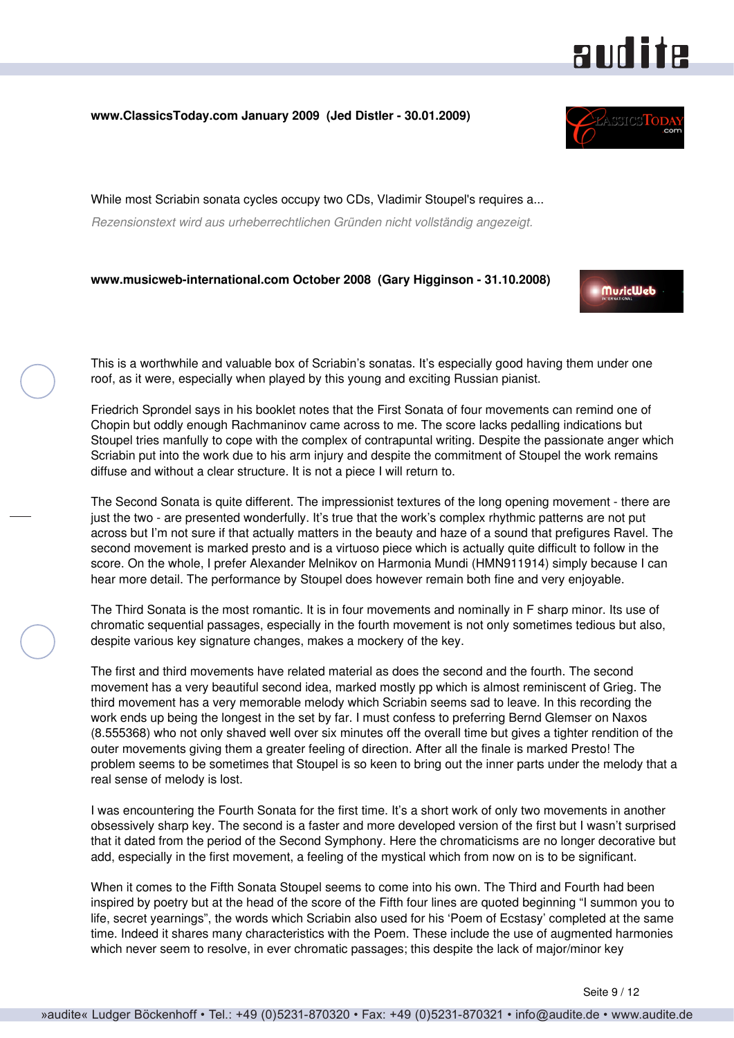**www.ClassicsToday.com January 2009 (Jed Distler - 30.01.2009)**

While most Scriabin sonata cycles occupy two CDs, Vladimir Stoupel's requires a...

*Rezensionstext wird aus urheberrechtlichen Gründen nicht vollständig angezeigt.*

**www.musicweb-international.com October 2008 (Gary Higginson - 31.10.2008)**

This is a worthwhile and valuable box of Scriabin's sonatas. It's especially good having them under one roof, as it were, especially when played by this young and exciting Russian pianist.

Friedrich Sprondel says in his booklet notes that the First Sonata of four movements can remind one of Chopin but oddly enough Rachmaninov came across to me. The score lacks pedalling indications but Stoupel tries manfully to cope with the complex of contrapuntal writing. Despite the passionate anger which Scriabin put into the work due to his arm injury and despite the commitment of Stoupel the work remains diffuse and without a clear structure. It is not a piece I will return to.

The Second Sonata is quite different. The impressionist textures of the long opening movement - there are just the two - are presented wonderfully. It's true that the work's complex rhythmic patterns are not put across but I'm not sure if that actually matters in the beauty and haze of a sound that prefigures Ravel. The second movement is marked presto and is a virtuoso piece which is actually quite difficult to follow in the score. On the whole, I prefer Alexander Melnikov on Harmonia Mundi (HMN911914) simply because I can hear more detail. The performance by Stoupel does however remain both fine and very enjoyable.

The Third Sonata is the most romantic. It is in four movements and nominally in F sharp minor. Its use of chromatic sequential passages, especially in the fourth movement is not only sometimes tedious but also, despite various key signature changes, makes a mockery of the key.

The first and third movements have related material as does the second and the fourth. The second movement has a very beautiful second idea, marked mostly pp which is almost reminiscent of Grieg. The third movement has a very memorable melody which Scriabin seems sad to leave. In this recording the work ends up being the longest in the set by far. I must confess to preferring Bernd Glemser on Naxos (8.555368) who not only shaved well over six minutes off the overall time but gives a tighter rendition of the outer movements giving them a greater feeling of direction. After all the finale is marked Presto! The problem seems to be sometimes that Stoupel is so keen to bring out the inner parts under the melody that a real sense of melody is lost.

I was encountering the Fourth Sonata for the first time. It's a short work of only two movements in another obsessively sharp key. The second is a faster and more developed version of the first but I wasn't surprised that it dated from the period of the Second Symphony. Here the chromaticisms are no longer decorative but add, especially in the first movement, a feeling of the mystical which from now on is to be significant.

When it comes to the Fifth Sonata Stoupel seems to come into his own. The Third and Fourth had been inspired by poetry but at the head of the score of the Fifth four lines are quoted beginning "I summon you to life, secret yearnings", the words which Scriabin also used for his 'Poem of Ecstasy' completed at the same time. Indeed it shares many characteristics with the Poem. These include the use of augmented harmonies which never seem to resolve, in ever chromatic passages; this despite the lack of major/minor key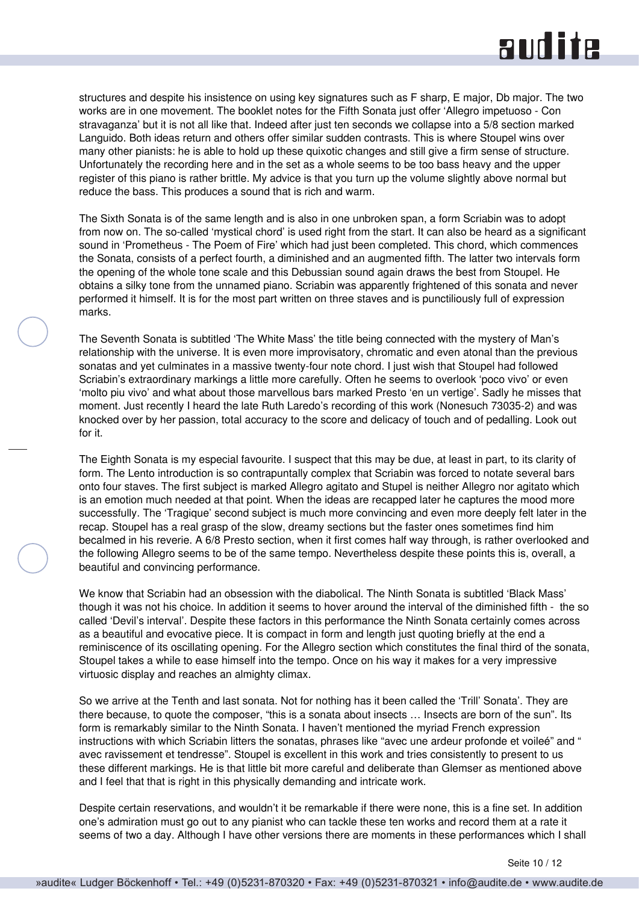structures and despite his insistence on using key signatures such as F sharp, E major, Db major. The two works are in one movement. The booklet notes for the Fifth Sonata just offer 'Allegro impetuoso - Con stravaganza' but it is not all like that. Indeed after just ten seconds we collapse into a 5/8 section marked Languido. Both ideas return and others offer similar sudden contrasts. This is where Stoupel wins over many other pianists: he is able to hold up these quixotic changes and still give a firm sense of structure. Unfortunately the recording here and in the set as a whole seems to be too bass heavy and the upper register of this piano is rather brittle. My advice is that you turn up the volume slightly above normal but reduce the bass. This produces a sound that is rich and warm.

The Sixth Sonata is of the same length and is also in one unbroken span, a form Scriabin was to adopt from now on. The so-called 'mystical chord' is used right from the start. It can also be heard as a significant sound in 'Prometheus - The Poem of Fire' which had just been completed. This chord, which commences the Sonata, consists of a perfect fourth, a diminished and an augmented fifth. The latter two intervals form the opening of the whole tone scale and this Debussian sound again draws the best from Stoupel. He obtains a silky tone from the unnamed piano. Scriabin was apparently frightened of this sonata and never performed it himself. It is for the most part written on three staves and is punctiliously full of expression marks.

The Seventh Sonata is subtitled 'The White Mass' the title being connected with the mystery of Man's relationship with the universe. It is even more improvisatory, chromatic and even atonal than the previous sonatas and yet culminates in a massive twenty-four note chord. I just wish that Stoupel had followed Scriabin's extraordinary markings a little more carefully. Often he seems to overlook 'poco vivo' or even 'molto piu vivo' and what about those marvellous bars marked Presto 'en un vertige'. Sadly he misses that moment. Just recently I heard the late Ruth Laredo's recording of this work (Nonesuch 73035-2) and was knocked over by her passion, total accuracy to the score and delicacy of touch and of pedalling. Look out for it.

The Eighth Sonata is my especial favourite. I suspect that this may be due, at least in part, to its clarity of form. The Lento introduction is so contrapuntally complex that Scriabin was forced to notate several bars onto four staves. The first subject is marked Allegro agitato and Stupel is neither Allegro nor agitato which is an emotion much needed at that point. When the ideas are recapped later he captures the mood more successfully. The 'Tragique' second subject is much more convincing and even more deeply felt later in the recap. Stoupel has a real grasp of the slow, dreamy sections but the faster ones sometimes find him becalmed in his reverie. A 6/8 Presto section, when it first comes half way through, is rather overlooked and the following Allegro seems to be of the same tempo. Nevertheless despite these points this is, overall, a beautiful and convincing performance.

We know that Scriabin had an obsession with the diabolical. The Ninth Sonata is subtitled 'Black Mass' though it was not his choice. In addition it seems to hover around the interval of the diminished fifth - the so called 'Devil's interval'. Despite these factors in this performance the Ninth Sonata certainly comes across as a beautiful and evocative piece. It is compact in form and length just quoting briefly at the end a reminiscence of its oscillating opening. For the Allegro section which constitutes the final third of the sonata, Stoupel takes a while to ease himself into the tempo. Once on his way it makes for a very impressive virtuosic display and reaches an almighty climax.

So we arrive at the Tenth and last sonata. Not for nothing has it been called the 'Trill' Sonata'. They are there because, to quote the composer, "this is a sonata about insects … Insects are born of the sun". Its form is remarkably similar to the Ninth Sonata. I haven't mentioned the myriad French expression instructions with which Scriabin litters the sonatas, phrases like "avec une ardeur profonde et voileé" and " avec ravissement et tendresse". Stoupel is excellent in this work and tries consistently to present to us these different markings. He is that little bit more careful and deliberate than Glemser as mentioned above and I feel that that is right in this physically demanding and intricate work.

Despite certain reservations, and wouldn't it be remarkable if there were none, this is a fine set. In addition one's admiration must go out to any pianist who can tackle these ten works and record them at a rate it seems of two a day. Although I have other versions there are moments in these performances which I shall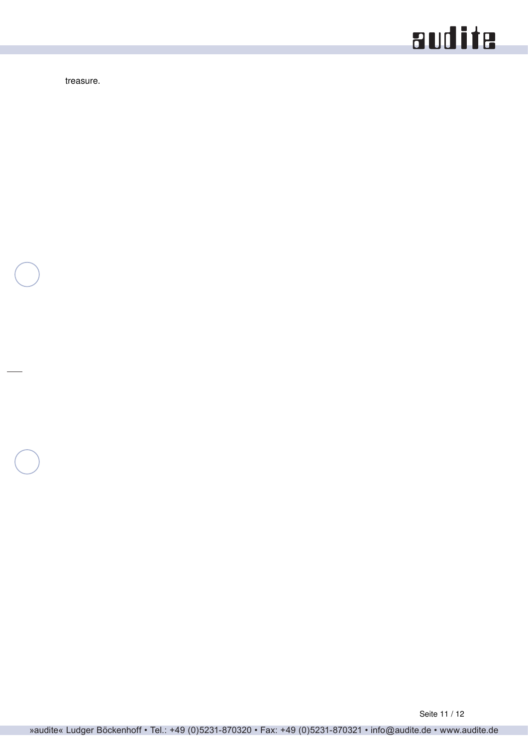treasure.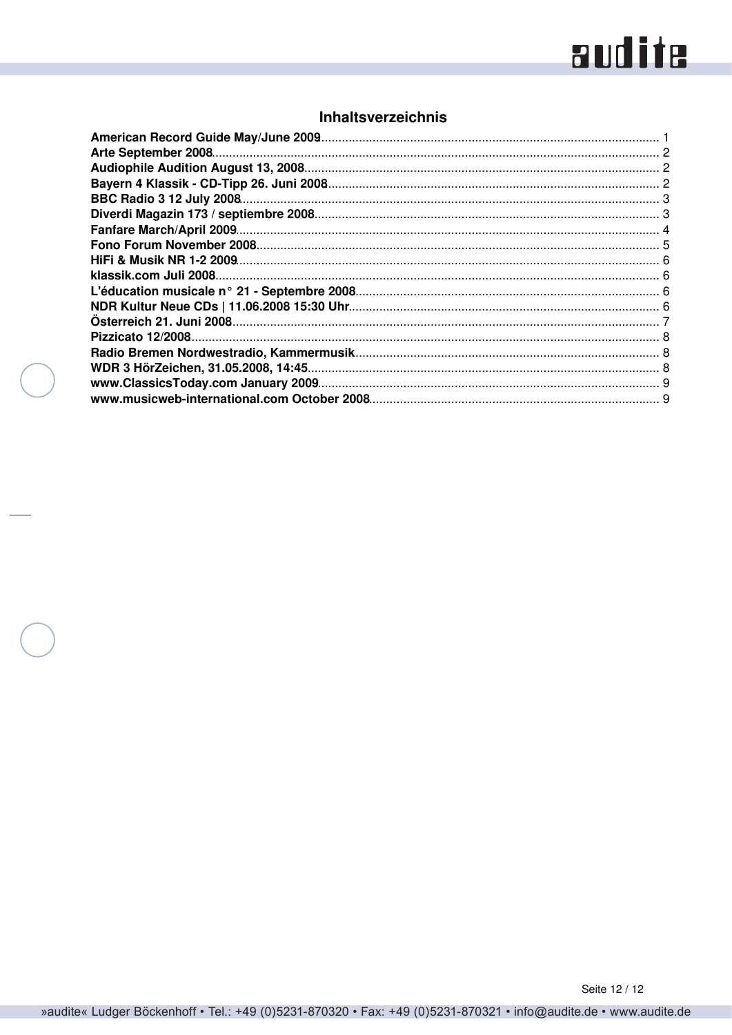## Inhaltsverzeichnis

| | |
|---|---|
| **American Record Guide May/June 2009** | 1 |
| **Arte September 2008** | 2 |
| **Audiophile Audition August 13, 2008** | 2 |
| **Bayern 4 Klassik - CD-Tipp 26. Juni 2008** | 2 |
| **BBC Radio 3 12 July 2008** | 3 |
| **Diverdi Magazin 173 / septiembre 2008** | 3 |
| **Fanfare March/April 2009** | 4 |
| **Fono Forum November 2008** | 5 |
| **HiFi & Musik NR 1-2 2009** | 6 |
| **klassik.com Juli 2008** | 6 |
| **L'éducation musicale n° 21 - Septembre 2008** | 6 |
| **NDR Kultur Neue CDs \| 11.06.2008 15:30 Uhr** | 6 |
| **Österreich 21. Juni 2008** | 7 |
| **Pizzicato 12/2008** | 8 |
| **Radio Bremen Nordwestradio, Kammermusik** | 8 |
| **WDR 3 HörZeichen, 31.05.2008, 14:45** | 8 |
| **www.ClassicsToday.com January 2009** | 9 |
| **www.musicweb-international.com October 2008** | 9 |